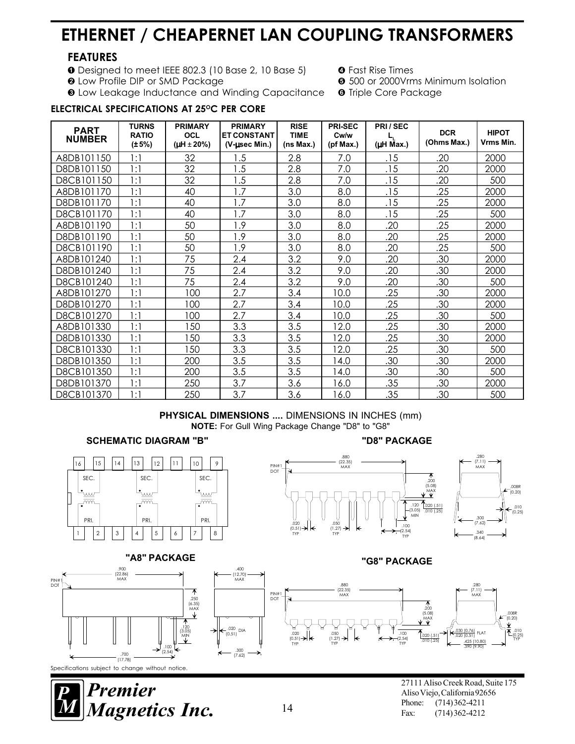# ETHERNET / CHEAPERNET LAN COUPLING TRANSFORMERS

## FEATURES

1. Designed to meet IEEE 802.3 (10 Base 2, 10 Base 5)
2. Low Profile DIP or SMD Package
3. Low Leakage Inductance and Winding Capacitance
4. Fast Rise Times
5. 500 or 2000Vrms Minimum Isolation
6. Triple Core Package

### ELECTRICAL SPECIFICATIONS AT 25°C PER CORE

| PART NUMBER | TURNS RATIO (±5%) | PRIMARY OCL (µH ± 20%) | PRIMARY ET CONSTANT (V-µsec Min.) | RISE TIME (ns Max.) | PRI-SEC Cw/w (pf Max.) | PRI / SEC $L_L$ (µH Max.) | DCR (Ohms Max.) | HIPOT Vrms Min. |
|---|---|---|---|---|---|---|---|---|
| A8DB101150 | 1:1 | 32 | 1.5 | 2.8 | 7.0 | .15 | .20 | 2000 |
| D8DB101150 | 1:1 | 32 | 1.5 | 2.8 | 7.0 | .15 | .20 | 2000 |
| D8CB101150 | 1:1 | 32 | 1.5 | 2.8 | 7.0 | .15 | .20 | 500 |
| A8DB101170 | 1:1 | 40 | 1.7 | 3.0 | 8.0 | .15 | .25 | 2000 |
| D8DB101170 | 1:1 | 40 | 1.7 | 3.0 | 8.0 | .15 | .25 | 2000 |
| D8CB101170 | 1:1 | 40 | 1.7 | 3.0 | 8.0 | .15 | .25 | 500 |
| A8DB101190 | 1:1 | 50 | 1.9 | 3.0 | 8.0 | .20 | .25 | 2000 |
| D8DB101190 | 1:1 | 50 | 1.9 | 3.0 | 8.0 | .20 | .25 | 2000 |
| D8CB101190 | 1:1 | 50 | 1.9 | 3.0 | 8.0 | .20 | .25 | 500 |
| A8DB101240 | 1:1 | 75 | 2.4 | 3.2 | 9.0 | .20 | .30 | 2000 |
| D8DB101240 | 1:1 | 75 | 2.4 | 3.2 | 9.0 | .20 | .30 | 2000 |
| D8CB101240 | 1:1 | 75 | 2.4 | 3.2 | 9.0 | .20 | .30 | 500 |
| A8DB101270 | 1:1 | 100 | 2.7 | 3.4 | 10.0 | .25 | .30 | 2000 |
| D8DB101270 | 1:1 | 100 | 2.7 | 3.4 | 10.0 | .25 | .30 | 2000 |
| D8CB101270 | 1:1 | 100 | 2.7 | 3.4 | 10.0 | .25 | .30 | 500 |
| A8DB101330 | 1:1 | 150 | 3.3 | 3.5 | 12.0 | .25 | .30 | 2000 |
| D8DB101330 | 1:1 | 150 | 3.3 | 3.5 | 12.0 | .25 | .30 | 2000 |
| D8CB101330 | 1:1 | 150 | 3.3 | 3.5 | 12.0 | .25 | .30 | 500 |
| D8DB101350 | 1:1 | 200 | 3.5 | 3.5 | 14.0 | .30 | .30 | 2000 |
| D8CB101350 | 1:1 | 200 | 3.5 | 3.5 | 14.0 | .30 | .30 | 500 |
| D8DB101370 | 1:1 | 250 | 3.7 | 3.6 | 16.0 | .35 | .30 | 2000 |
| D8CB101370 | 1:1 | 250 | 3.7 | 3.6 | 16.0 | .35 | .30 | 500 |

**PHYSICAL DIMENSIONS ....** DIMENSIONS IN INCHES (mm)

**NOTE:** For Gull Wing Package Change "D8" to "G8"

**SCHEMATIC DIAGRAM "B"**

**"D8" PACKAGE**

**"A8" PACKAGE**

**"G8" PACKAGE**

Specifications subject to change without notice.

*Premier Magnetics Inc.*

27111 Aliso Creek Road, Suite 175
Aliso Viejo, California 92656
Phone: (714) 362-4211
Fax: (714) 362-4212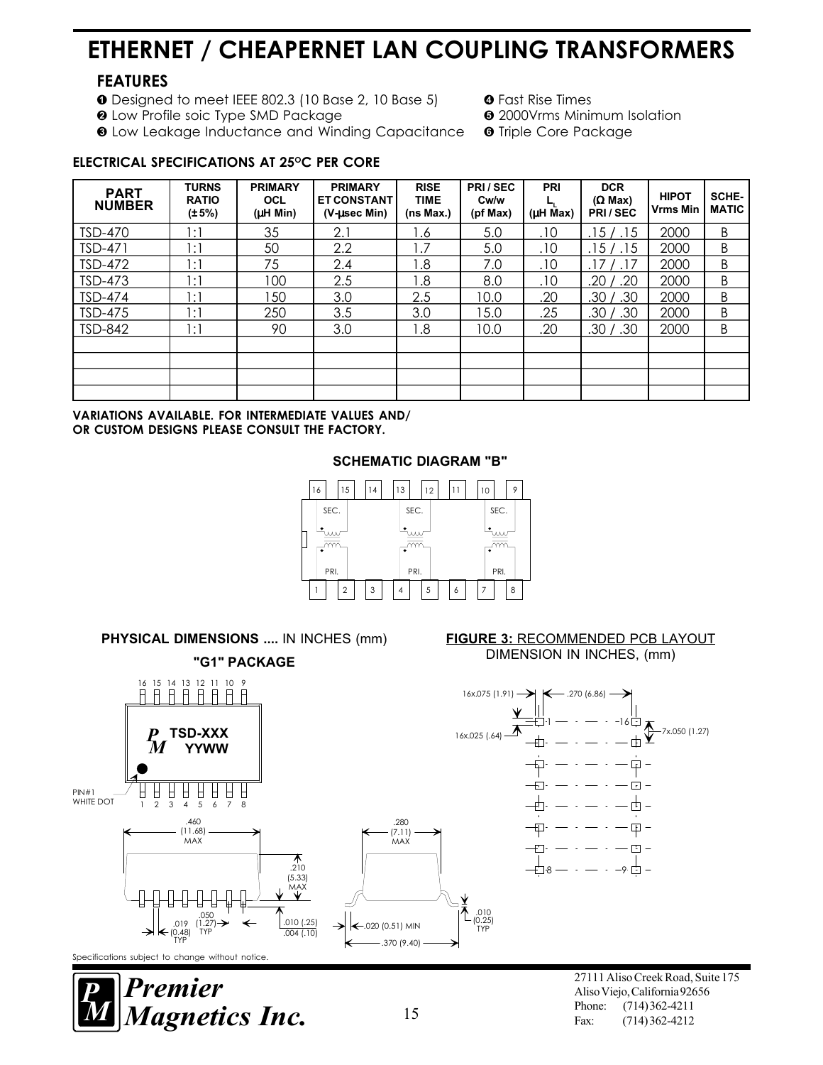# ETHERNET / CHEAPERNET LAN COUPLING TRANSFORMERS

## FEATURES

- ❶ Designed to meet IEEE 802.3 (10 Base 2, 10 Base 5)
- ❷ Low Profile soic Type SMD Package
- ❸ Low Leakage Inductance and Winding Capacitance
- ❹ Fast Rise Times
- ❺ 2000Vrms Minimum Isolation
- ❻ Triple Core Package

### ELECTRICAL SPECIFICATIONS AT 25°C PER CORE

| PART NUMBER | TURNS RATIO (±5%) | PRIMARY OCL (µH Min) | PRIMARY ET CONSTANT (V-µsec Min) | RISE TIME (ns Max.) | PRI / SEC Cw/w (pf Max) | PRI $L_L$ (µH Max) | DCR (Ω Max) PRI / SEC | HIPOT Vrms Min | SCHE-MATIC |
|---|---|---|---|---|---|---|---|---|---|
| TSD-470 | 1:1 | 35 | 2.1 | 1.6 | 5.0 | .10 | .15 / .15 | 2000 | B |
| TSD-471 | 1:1 | 50 | 2.2 | 1.7 | 5.0 | .10 | .15 / .15 | 2000 | B |
| TSD-472 | 1:1 | 75 | 2.4 | 1.8 | 7.0 | .10 | .17 / .17 | 2000 | B |
| TSD-473 | 1:1 | 100 | 2.5 | 1.8 | 8.0 | .10 | .20 / .20 | 2000 | B |
| TSD-474 | 1:1 | 150 | 3.0 | 2.5 | 10.0 | .20 | .30 / .30 | 2000 | B |
| TSD-475 | 1:1 | 250 | 3.5 | 3.0 | 15.0 | .25 | .30 / .30 | 2000 | B |
| TSD-842 | 1:1 | 90 | 3.0 | 1.8 | 10.0 | .20 | .30 / .30 | 2000 | B |

VARIATIONS AVAILABLE. FOR INTERMEDIATE VALUES AND/ OR CUSTOM DESIGNS PLEASE CONSULT THE FACTORY.

### SCHEMATIC DIAGRAM "B"

16 15 14 13 12 11 10 9

SEC. SEC. SEC.

PRI. PRI. PRI.

1 2 3 4 5 6 7 8

### PHYSICAL DIMENSIONS .... IN INCHES (mm)

**"G1" PACKAGE**

16 15 14 13 12 11 10 9

TSD-XXX
YYWW

PIN#1 WHITE DOT

1 2 3 4 5 6 7 8

.460 (11.68) MAX

.210 (5.33) MAX

.019 (0.48) TYP

.050 (1.27) TYP

.010 (.25)
.004 (.10)

.280 (7.11) MAX

.020 (0.51) MIN

.370 (9.40)

.010 (0.25) TYP

### FIGURE 3: RECOMMENDED PCB LAYOUT

DIMENSION IN INCHES, (mm)

16x.075 (1.91)

.270 (6.86)

16x.025 (.64)

7x.050 (1.27)

1 16

8 9

Specifications subject to change without notice.

*Premier Magnetics Inc.*

27111 Aliso Creek Road, Suite 175
Aliso Viejo, California 92656
Phone: (714) 362-4211
Fax: (714) 362-4212